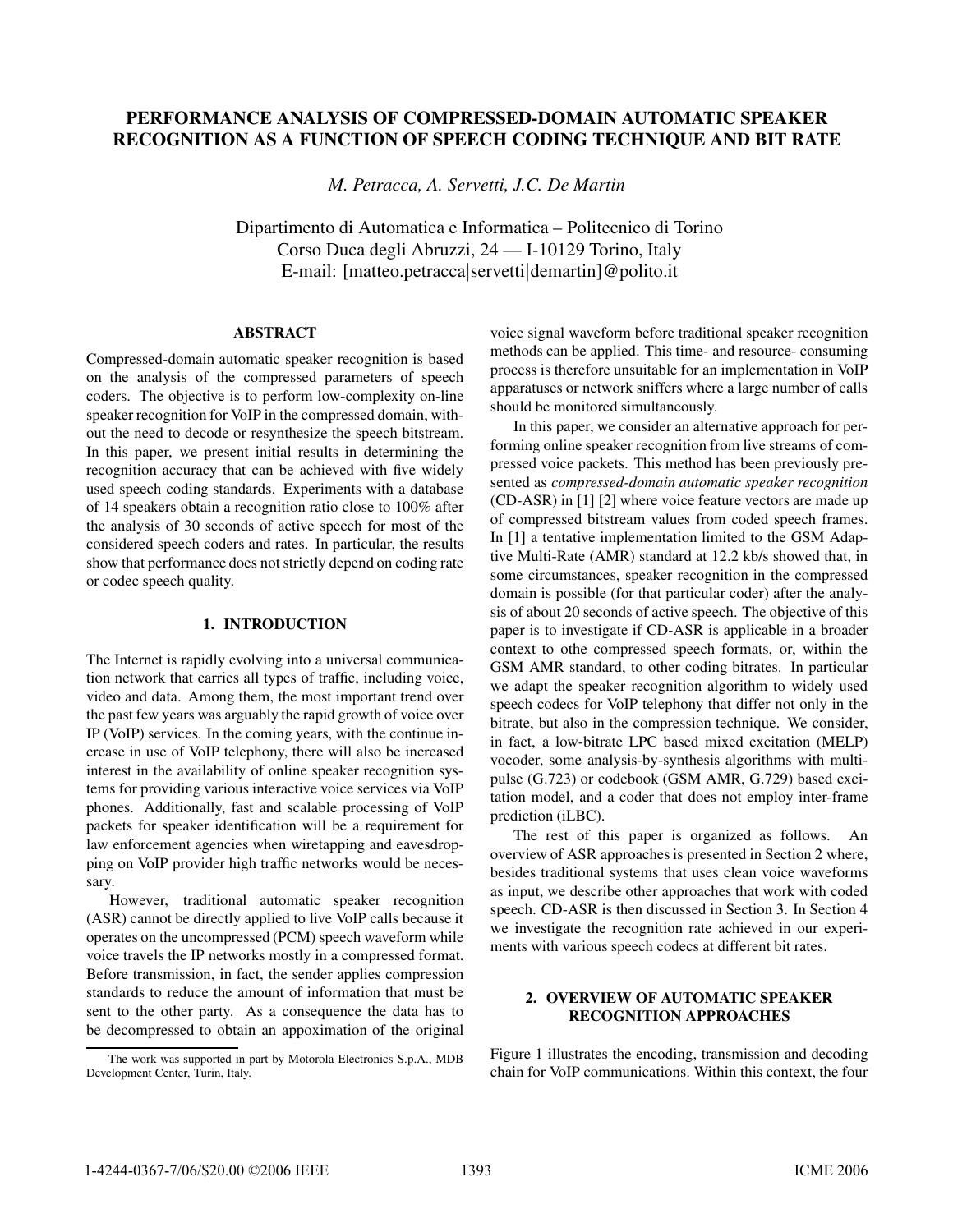# PERFORMANCE ANALYSIS OF COMPRESSED-DOMAIN AUTOMATIC SPEAKER RECOGNITION AS A FUNCTION OF SPEECH CODING TECHNIQUE AND BIT RATE

*M. Petracca, A. Servetti, J.C. De Martin*

Dipartimento di Automatica e Informatica – Politecnico di Torino
Corso Duca degli Abruzzi, 24 — I-10129 Torino, Italy
E-mail: [matteo.petracca|servetti|demartin]@polito.it

## ABSTRACT

Compressed-domain automatic speaker recognition is based on the analysis of the compressed parameters of speech coders. The objective is to perform low-complexity on-line speaker recognition for VoIP in the compressed domain, without the need to decode or resynthesize the speech bitstream. In this paper, we present initial results in determining the recognition accuracy that can be achieved with five widely used speech coding standards. Experiments with a database of 14 speakers obtain a recognition ratio close to 100% after the analysis of 30 seconds of active speech for most of the considered speech coders and rates. In particular, the results show that performance does not strictly depend on coding rate or codec speech quality.

## 1. INTRODUCTION

The Internet is rapidly evolving into a universal communication network that carries all types of traffic, including voice, video and data. Among them, the most important trend over the past few years was arguably the rapid growth of voice over IP (VoIP) services. In the coming years, with the continue increase in use of VoIP telephony, there will also be increased interest in the availability of online speaker recognition systems for providing various interactive voice services via VoIP phones. Additionally, fast and scalable processing of VoIP packets for speaker identification will be a requirement for law enforcement agencies when wiretapping and eavesdropping on VoIP provider high traffic networks would be necessary.

However, traditional automatic speaker recognition (ASR) cannot be directly applied to live VoIP calls because it operates on the uncompressed (PCM) speech waveform while voice travels the IP networks mostly in a compressed format. Before transmission, in fact, the sender applies compression standards to reduce the amount of information that must be sent to the other party. As a consequence the data has to be decompressed to obtain an appoximation of the original voice signal waveform before traditional speaker recognition methods can be applied. This time- and resource- consuming process is therefore unsuitable for an implementation in VoIP apparatuses or network sniffers where a large number of calls should be monitored simultaneously.

In this paper, we consider an alternative approach for performing online speaker recognition from live streams of compressed voice packets. This method has been previously presented as *compressed-domain automatic speaker recognition* (CD-ASR) in [1] [2] where voice feature vectors are made up of compressed bitstream values from coded speech frames. In [1] a tentative implementation limited to the GSM Adaptive Multi-Rate (AMR) standard at 12.2 kb/s showed that, in some circumstances, speaker recognition in the compressed domain is possible (for that particular coder) after the analysis of about 20 seconds of active speech. The objective of this paper is to investigate if CD-ASR is applicable in a broader context to othe compressed speech formats, or, within the GSM AMR standard, to other coding bitrates. In particular we adapt the speaker recognition algorithm to widely used speech codecs for VoIP telephony that differ not only in the bitrate, but also in the compression technique. We consider, in fact, a low-bitrate LPC based mixed excitation (MELP) vocoder, some analysis-by-synthesis algorithms with multi-pulse (G.723) or codebook (GSM AMR, G.729) based excitation model, and a coder that does not employ inter-frame prediction (iLBC).

The rest of this paper is organized as follows. An overview of ASR approaches is presented in Section 2 where, besides traditional systems that uses clean voice waveforms as input, we describe other approaches that work with coded speech. CD-ASR is then discussed in Section 3. In Section 4 we investigate the recognition rate achieved in our experiments with various speech codecs at different bit rates.

## 2. OVERVIEW OF AUTOMATIC SPEAKER RECOGNITION APPROACHES

Figure 1 illustrates the encoding, transmission and decoding chain for VoIP communications. Within this context, the four

The work was supported in part by Motorola Electronics S.p.A., MDB Development Center, Turin, Italy.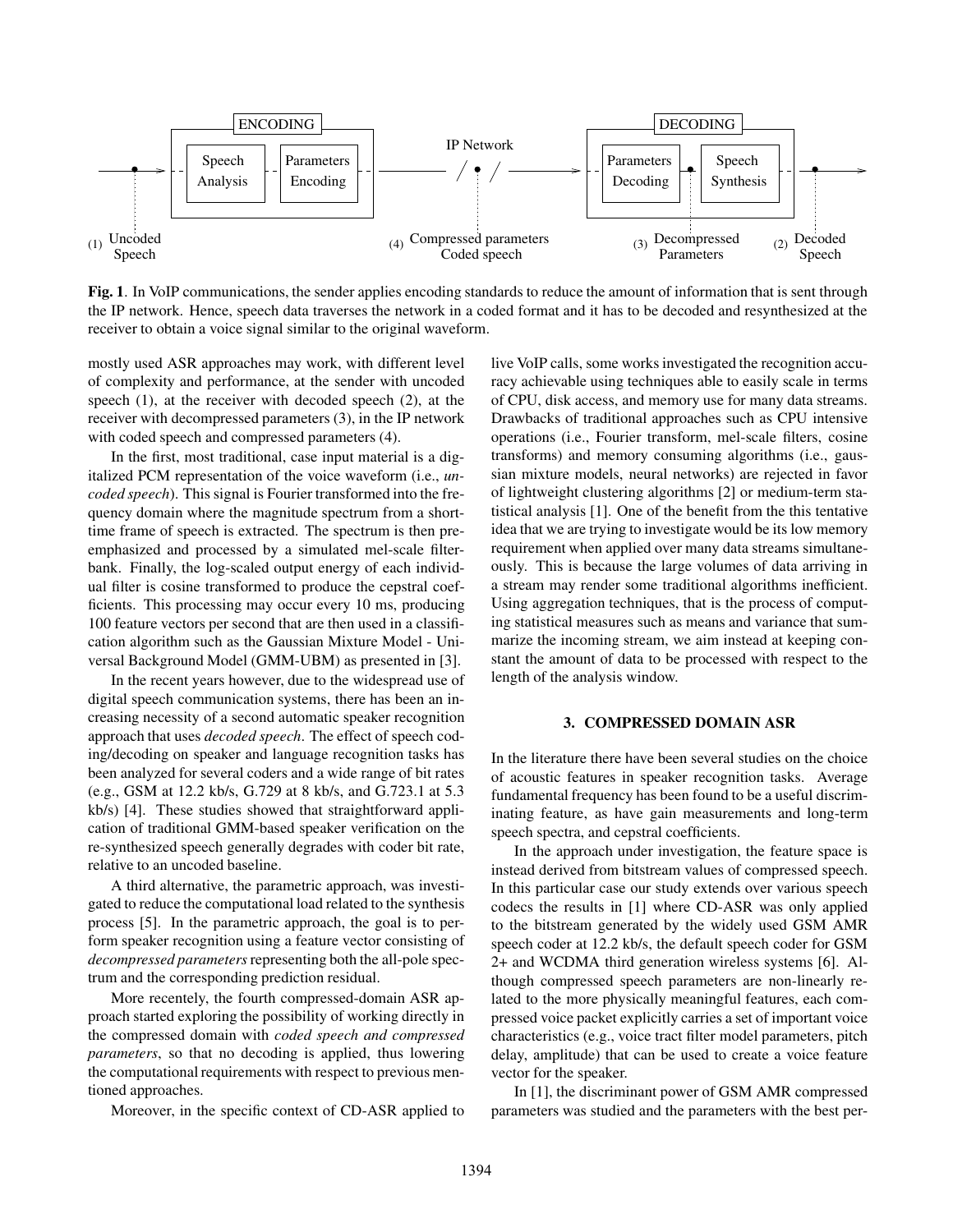**Fig. 1**. In VoIP communications, the sender applies encoding standards to reduce the amount of information that is sent through the IP network. Hence, speech data traverses the network in a coded format and it has to be decoded and resynthesized at the receiver to obtain a voice signal similar to the original waveform.

mostly used ASR approaches may work, with different level of complexity and performance, at the sender with uncoded speech (1), at the receiver with decoded speech (2), at the receiver with decompressed parameters (3), in the IP network with coded speech and compressed parameters (4).

In the first, most traditional, case input material is a digitalized PCM representation of the voice waveform (i.e., *uncoded speech*). This signal is Fourier transformed into the frequency domain where the magnitude spectrum from a short-time frame of speech is extracted. The spectrum is then pre-emphasized and processed by a simulated mel-scale filterbank. Finally, the log-scaled output energy of each individual filter is cosine transformed to produce the cepstral coefficients. This processing may occur every 10 ms, producing 100 feature vectors per second that are then used in a classification algorithm such as the Gaussian Mixture Model - Universal Background Model (GMM-UBM) as presented in [3].

In the recent years however, due to the widespread use of digital speech communication systems, there has been an increasing necessity of a second automatic speaker recognition approach that uses *decoded speech*. The effect of speech coding/decoding on speaker and language recognition tasks has been analyzed for several coders and a wide range of bit rates (e.g., GSM at 12.2 kb/s, G.729 at 8 kb/s, and G.723.1 at 5.3 kb/s) [4]. These studies showed that straightforward application of traditional GMM-based speaker verification on the re-synthesized speech generally degrades with coder bit rate, relative to an uncoded baseline.

A third alternative, the parametric approach, was investigated to reduce the computational load related to the synthesis process [5]. In the parametric approach, the goal is to perform speaker recognition using a feature vector consisting of *decompressed parameters* representing both the all-pole spectrum and the corresponding prediction residual.

More recently, the fourth compressed-domain ASR approach started exploring the possibility of working directly in the compressed domain with *coded speech and compressed parameters*, so that no decoding is applied, thus lowering the computational requirements with respect to previous mentioned approaches.

Moreover, in the specific context of CD-ASR applied to live VoIP calls, some works investigated the recognition accuracy achievable using techniques able to easily scale in terms of CPU, disk access, and memory use for many data streams. Drawbacks of traditional approaches such as CPU intensive operations (i.e., Fourier transform, mel-scale filters, cosine transforms) and memory consuming algorithms (i.e., gaussian mixture models, neural networks) are rejected in favor of lightweight clustering algorithms [2] or medium-term statistical analysis [1]. One of the benefit from the this tentative idea that we are trying to investigate would be its low memory requirement when applied over many data streams simultaneously. This is because the large volumes of data arriving in a stream may render some traditional algorithms inefficient. Using aggregation techniques, that is the process of computing statistical measures such as means and variance that summarize the incoming stream, we aim instead at keeping constant the amount of data to be processed with respect to the length of the analysis window.

## 3. COMPRESSED DOMAIN ASR

In the literature there have been several studies on the choice of acoustic features in speaker recognition tasks. Average fundamental frequency has been found to be a useful discriminating feature, as have gain measurements and long-term speech spectra, and cepstral coefficients.

In the approach under investigation, the feature space is instead derived from bitstream values of compressed speech. In this particular case our study extends over various speech codecs the results in [1] where CD-ASR was only applied to the bitstream generated by the widely used GSM AMR speech coder at 12.2 kb/s, the default speech coder for GSM 2+ and WCDMA third generation wireless systems [6]. Although compressed speech parameters are non-linearly related to the more physically meaningful features, each compressed voice packet explicitly carries a set of important voice characteristics (e.g., voice tract filter model parameters, pitch delay, amplitude) that can be used to create a voice feature vector for the speaker.

In [1], the discriminant power of GSM AMR compressed parameters was studied and the parameters with the best per-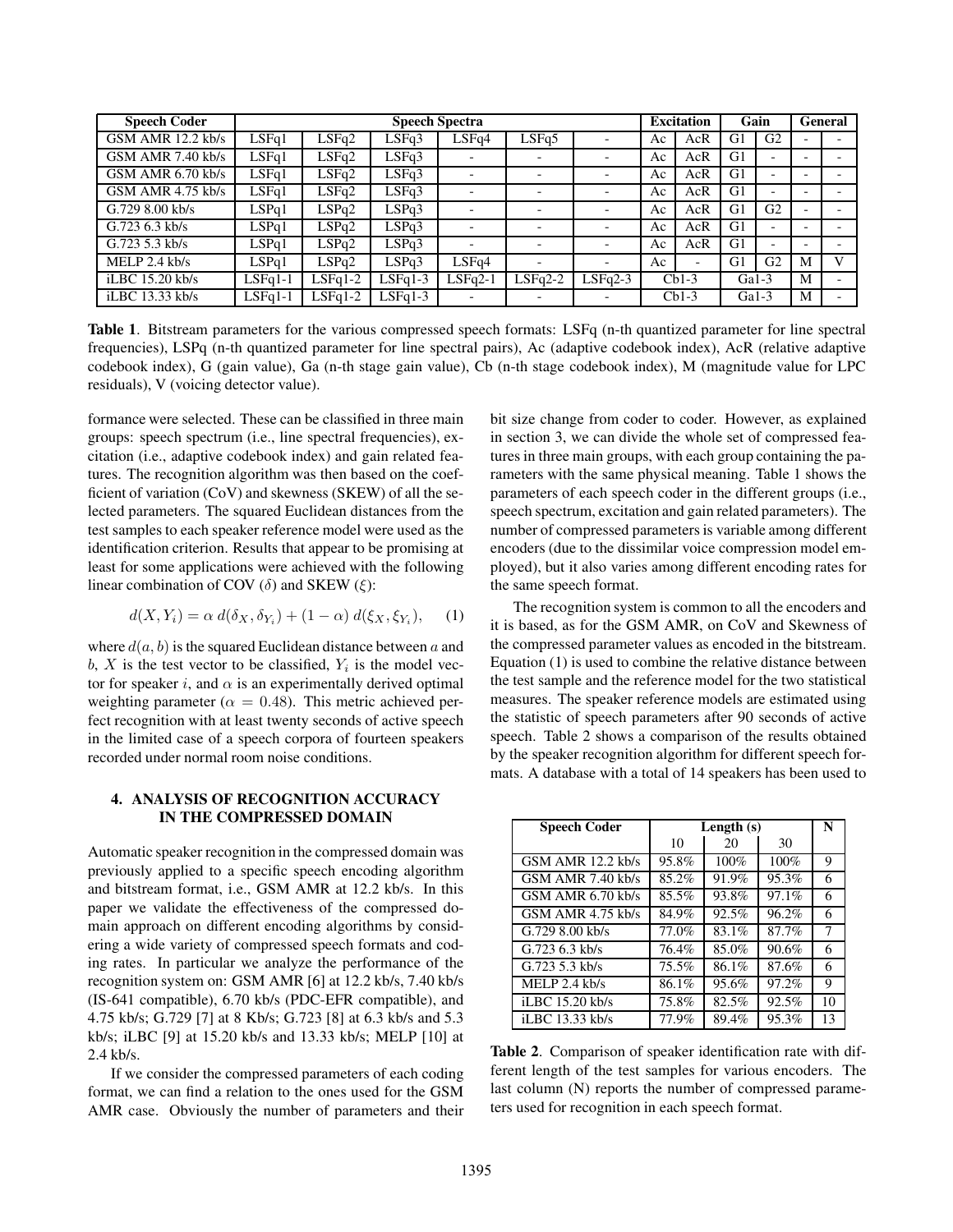| Speech Coder | Speech Spectra | | | | | | Excitation | | Gain | | General | |
|---|---|---|---|---|---|---|---|---|---|---|---|---|
| GSM AMR 12.2 kb/s | LSFq1 | LSFq2 | LSFq3 | LSFq4 | LSFq5 | - | Ac | AcR | G1 | G2 | - | - |
| GSM AMR 7.40 kb/s | LSFq1 | LSFq2 | LSFq3 | - | - | - | Ac | AcR | G1 | - | - | - |
| GSM AMR 6.70 kb/s | LSFq1 | LSFq2 | LSFq3 | - | - | - | Ac | AcR | G1 | - | - | - |
| GSM AMR 4.75 kb/s | LSFq1 | LSFq2 | LSFq3 | - | - | - | Ac | AcR | G1 | - | - | - |
| G.729 8.00 kb/s | LSPq1 | LSPq2 | LSPq3 | - | - | - | Ac | AcR | G1 | G2 | - | - |
| G.723 6.3 kb/s | LSPq1 | LSPq2 | LSPq3 | - | - | - | Ac | AcR | G1 | - | - | - |
| G.723 5.3 kb/s | LSPq1 | LSPq2 | LSPq3 | - | - | - | Ac | AcR | G1 | - | - | - |
| MELP 2.4 kb/s | LSPq1 | LSPq2 | LSPq3 | LSFq4 | - | - | Ac | - | G1 | G2 | M | V |
| iLBC 15.20 kb/s | LSFq1-1 | LSFq1-2 | LSFq1-3 | LSFq2-1 | LSFq2-2 | LSFq2-3 | Cb1-3 | | Ga1-3 | | M | - |
| iLBC 13.33 kb/s | LSFq1-1 | LSFq1-2 | LSFq1-3 | - | - | - | Cb1-3 | | Ga1-3 | | M | - |

**Table 1**. Bitstream parameters for the various compressed speech formats: LSFq (n-th quantized parameter for line spectral frequencies), LSPq (n-th quantized parameter for line spectral pairs), Ac (adaptive codebook index), AcR (relative adaptive codebook index), G (gain value), Ga (n-th stage gain value), Cb (n-th stage codebook index), M (magnitude value for LPC residuals), V (voicing detector value).

formance were selected. These can be classified in three main groups: speech spectrum (i.e., line spectral frequencies), excitation (i.e., adaptive codebook index) and gain related features. The recognition algorithm was then based on the coefficient of variation (CoV) and skewness (SKEW) of all the selected parameters. The squared Euclidean distances from the test samples to each speaker reference model were used as the identification criterion. Results that appear to be promising at least for some applications were achieved with the following linear combination of COV ($\delta$) and SKEW ($\xi$):

$$d(X, Y_i) = \alpha \, d(\delta_X, \delta_{Y_i}) + (1 - \alpha) \, d(\xi_X, \xi_{Y_i}), \quad (1)$$

where $d(a, b)$ is the squared Euclidean distance between $a$ and $b$, $X$ is the test vector to be classified, $Y_i$ is the model vector for speaker $i$, and $\alpha$ is an experimentally derived optimal weighting parameter ($\alpha = 0.48$). This metric achieved perfect recognition with at least twenty seconds of active speech in the limited case of a speech corpora of fourteen speakers recorded under normal room noise conditions.

## 4. ANALYSIS OF RECOGNITION ACCURACY IN THE COMPRESSED DOMAIN

Automatic speaker recognition in the compressed domain was previously applied to a specific speech encoding algorithm and bitstream format, i.e., GSM AMR at 12.2 kb/s. In this paper we validate the effectiveness of the compressed domain approach on different encoding algorithms by considering a wide variety of compressed speech formats and coding rates. In particular we analyze the performance of the recognition system on: GSM AMR [6] at 12.2 kb/s, 7.40 kb/s (IS-641 compatible), 6.70 kb/s (PDC-EFR compatible), and 4.75 kb/s; G.729 [7] at 8 Kb/s; G.723 [8] at 6.3 kb/s and 5.3 kb/s; iLBC [9] at 15.20 kb/s and 13.33 kb/s; MELP [10] at 2.4 kb/s.

If we consider the compressed parameters of each coding format, we can find a relation to the ones used for the GSM AMR case. Obviously the number of parameters and their bit size change from coder to coder. However, as explained in section 3, we can divide the whole set of compressed features in three main groups, with each group containing the parameters with the same physical meaning. Table 1 shows the parameters of each speech coder in the different groups (i.e., speech spectrum, excitation and gain related parameters). The number of compressed parameters is variable among different encoders (due to the dissimilar voice compression model employed), but it also varies among different encoding rates for the same speech format.

The recognition system is common to all the encoders and it is based, as for the GSM AMR, on CoV and Skewness of the compressed parameter values as encoded in the bitstream. Equation (1) is used to combine the relative distance between the test sample and the reference model for the two statistical measures. The speaker reference models are estimated using the statistic of speech parameters after 90 seconds of active speech. Table 2 shows a comparison of the results obtained by the speaker recognition algorithm for different speech formats. A database with a total of 14 speakers has been used to

| Speech Coder | Length (s) | | | N |
|---|---|---|---|---|
| | 10 | 20 | 30 | |
| GSM AMR 12.2 kb/s | 95.8% | 100% | 100% | 9 |
| GSM AMR 7.40 kb/s | 85.2% | 91.9% | 95.3% | 6 |
| GSM AMR 6.70 kb/s | 85.5% | 93.8% | 97.1% | 6 |
| GSM AMR 4.75 kb/s | 84.9% | 92.5% | 96.2% | 6 |
| G.729 8.00 kb/s | 77.0% | 83.1% | 87.7% | 7 |
| G.723 6.3 kb/s | 76.4% | 85.0% | 90.6% | 6 |
| G.723 5.3 kb/s | 75.5% | 86.1% | 87.6% | 6 |
| MELP 2.4 kb/s | 86.1% | 95.6% | 97.2% | 9 |
| iLBC 15.20 kb/s | 75.8% | 82.5% | 92.5% | 10 |
| iLBC 13.33 kb/s | 77.9% | 89.4% | 95.3% | 13 |

**Table 2**. Comparison of speaker identification rate with different length of the test samples for various encoders. The last column (N) reports the number of compressed parameters used for recognition in each speech format.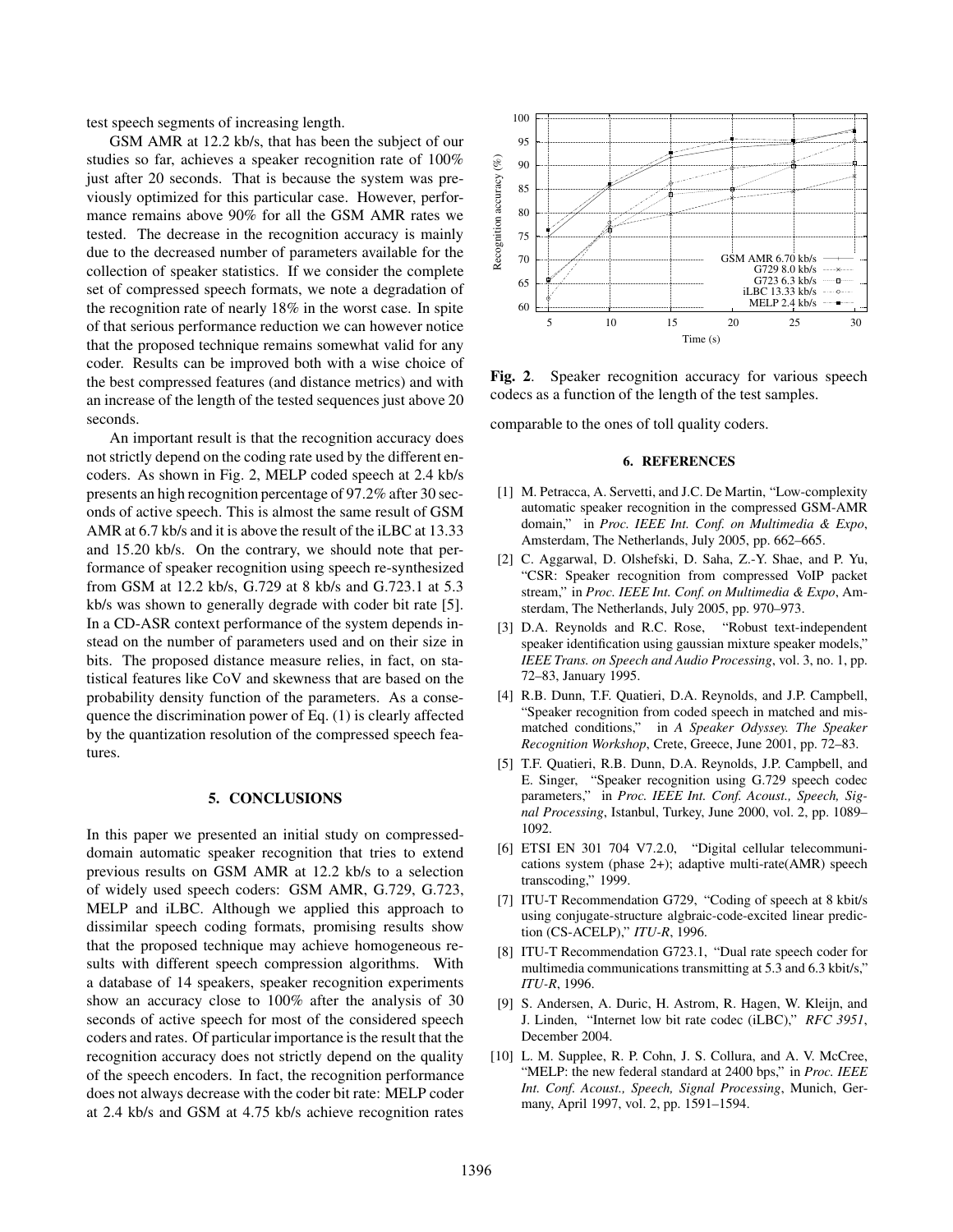test speech segments of increasing length.

GSM AMR at 12.2 kb/s, that has been the subject of our studies so far, achieves a speaker recognition rate of 100% just after 20 seconds. That is because the system was previously optimized for this particular case. However, performance remains above 90% for all the GSM AMR rates we tested. The decrease in the recognition accuracy is mainly due to the decreased number of parameters available for the collection of speaker statistics. If we consider the complete set of compressed speech formats, we note a degradation of the recognition rate of nearly 18% in the worst case. In spite of that serious performance reduction we can however notice that the proposed technique remains somewhat valid for any coder. Results can be improved both with a wise choice of the best compressed features (and distance metrics) and with an increase of the length of the tested sequences just above 20 seconds.

An important result is that the recognition accuracy does not strictly depend on the coding rate used by the different encoders. As shown in Fig. 2, MELP coded speech at 2.4 kb/s presents an high recognition percentage of 97.2% after 30 seconds of active speech. This is almost the same result of GSM AMR at 6.7 kb/s and it is above the result of the iLBC at 13.33 and 15.20 kb/s. On the contrary, we should note that performance of speaker recognition using speech re-synthesized from GSM at 12.2 kb/s, G.729 at 8 kb/s and G.723.1 at 5.3 kb/s was shown to generally degrade with coder bit rate [5]. In a CD-ASR context performance of the system depends instead on the number of parameters used and on their size in bits. The proposed distance measure relies, in fact, on statistical features like CoV and skewness that are based on the probability density function of the parameters. As a consequence the discrimination power of Eq. (1) is clearly affected by the quantization resolution of the compressed speech features.

Recognition accuracy (%)
100
95
90
85
80
75
70
65
60
5 10 15 20 25 30
Time (s)
GSM AMR 6.70 kb/s
G729 8.0 kb/s
G723 6.3 kb/s
iLBC 13.33 kb/s
MELP 2.4 kb/s

**Fig. 2**. Speaker recognition accuracy for various speech codecs as a function of the length of the test samples.

## 5. CONCLUSIONS

In this paper we presented an initial study on compressed-domain automatic speaker recognition that tries to extend previous results on GSM AMR at 12.2 kb/s to a selection of widely used speech coders: GSM AMR, G.729, G.723, MELP and iLBC. Although we applied this approach to dissimilar speech coding formats, promising results show that the proposed technique may achieve homogeneous results with different speech compression algorithms. With a database of 14 speakers, speaker recognition experiments show an accuracy close to 100% after the analysis of 30 seconds of active speech for most of the considered speech coders and rates. Of particular importance is the result that the recognition accuracy does not strictly depend on the quality of the speech encoders. In fact, the recognition performance does not always decrease with the coder bit rate: MELP coder at 2.4 kb/s and GSM at 4.75 kb/s achieve recognition rates comparable to the ones of toll quality coders.

## 6. REFERENCES

[1] M. Petracca, A. Servetti, and J.C. De Martin, "Low-complexity automatic speaker recognition in the compressed GSM-AMR domain," in *Proc. IEEE Int. Conf. on Multimedia & Expo*, Amsterdam, The Netherlands, July 2005, pp. 662–665.

[2] C. Aggarwal, D. Olshefski, D. Saha, Z.-Y. Shae, and P. Yu, "CSR: Speaker recognition from compressed VoIP packet stream," in *Proc. IEEE Int. Conf. on Multimedia & Expo*, Amsterdam, The Netherlands, July 2005, pp. 970–973.

[3] D.A. Reynolds and R.C. Rose, "Robust text-independent speaker identification using gaussian mixture speaker models," *IEEE Trans. on Speech and Audio Processing*, vol. 3, no. 1, pp. 72–83, January 1995.

[4] R.B. Dunn, T.F. Quatieri, D.A. Reynolds, and J.P. Campbell, "Speaker recognition from coded speech in matched and mismatched conditions," in *A Speaker Odyssey. The Speaker Recognition Workshop*, Crete, Greece, June 2001, pp. 72–83.

[5] T.F. Quatieri, R.B. Dunn, D.A. Reynolds, J.P. Campbell, and E. Singer, "Speaker recognition using G.729 speech codec parameters," in *Proc. IEEE Int. Conf. Acoust., Speech, Signal Processing*, Istanbul, Turkey, June 2000, vol. 2, pp. 1089–1092.

[6] ETSI EN 301 704 V7.2.0, "Digital cellular telecommunications system (phase 2+); adaptive multi-rate(AMR) speech transcoding," 1999.

[7] ITU-T Recommendation G729, "Coding of speech at 8 kbit/s using conjugate-structure algbraic-code-excited linear prediction (CS-ACELP)," *ITU-R*, 1996.

[8] ITU-T Recommendation G723.1, "Dual rate speech coder for multimedia communications transmitting at 5.3 and 6.3 kbit/s," *ITU-R*, 1996.

[9] S. Andersen, A. Duric, H. Astrom, R. Hagen, W. Kleijn, and J. Linden, "Internet low bit rate codec (iLBC)," *RFC 3951*, December 2004.

[10] L. M. Supplee, R. P. Cohn, J. S. Collura, and A. V. McCree, "MELP: the new federal standard at 2400 bps," in *Proc. IEEE Int. Conf. Acoust., Speech, Signal Processing*, Munich, Germany, April 1997, vol. 2, pp. 1591–1594.